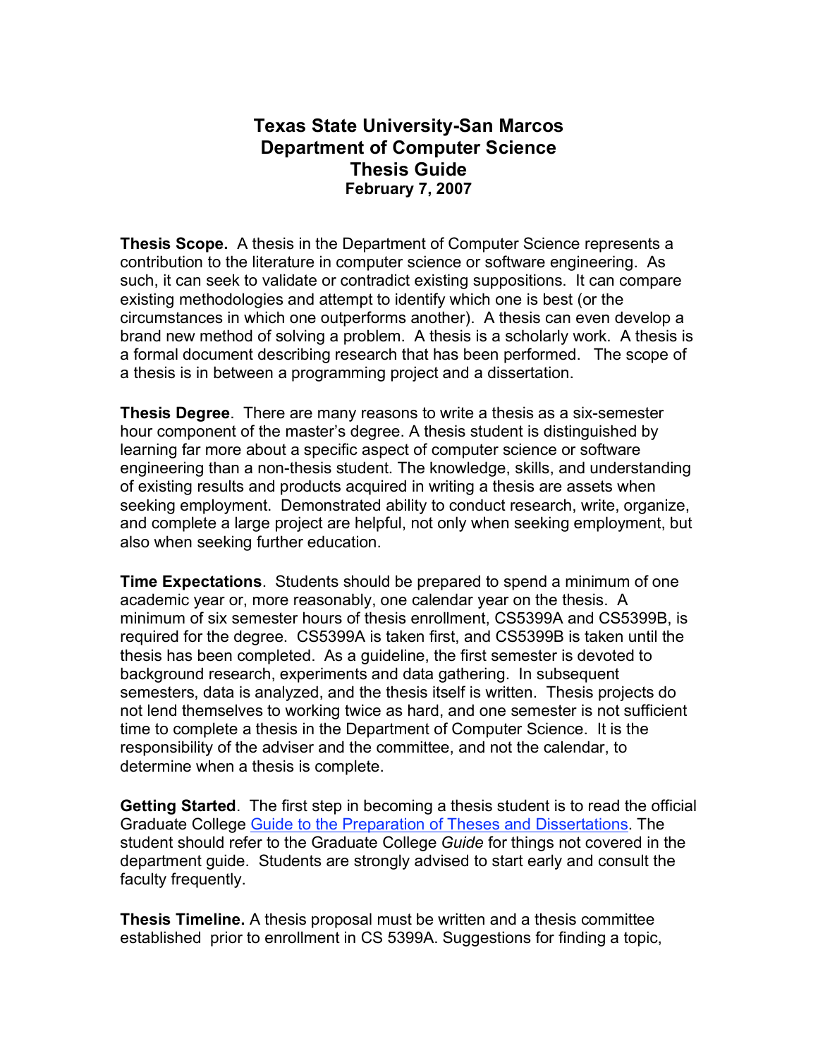# Texas State University-San Marcos
# Department of Computer Science
# Thesis Guide
**February 7, 2007**

**Thesis Scope.** A thesis in the Department of Computer Science represents a contribution to the literature in computer science or software engineering. As such, it can seek to validate or contradict existing suppositions. It can compare existing methodologies and attempt to identify which one is best (or the circumstances in which one outperforms another). A thesis can even develop a brand new method of solving a problem. A thesis is a scholarly work. A thesis is a formal document describing research that has been performed. The scope of a thesis is in between a programming project and a dissertation.

**Thesis Degree**. There are many reasons to write a thesis as a six-semester hour component of the master's degree. A thesis student is distinguished by learning far more about a specific aspect of computer science or software engineering than a non-thesis student. The knowledge, skills, and understanding of existing results and products acquired in writing a thesis are assets when seeking employment. Demonstrated ability to conduct research, write, organize, and complete a large project are helpful, not only when seeking employment, but also when seeking further education.

**Time Expectations**. Students should be prepared to spend a minimum of one academic year or, more reasonably, one calendar year on the thesis. A minimum of six semester hours of thesis enrollment, CS5399A and CS5399B, is required for the degree. CS5399A is taken first, and CS5399B is taken until the thesis has been completed. As a guideline, the first semester is devoted to background research, experiments and data gathering. In subsequent semesters, data is analyzed, and the thesis itself is written. Thesis projects do not lend themselves to working twice as hard, and one semester is not sufficient time to complete a thesis in the Department of Computer Science. It is the responsibility of the adviser and the committee, and not the calendar, to determine when a thesis is complete.

**Getting Started**. The first step in becoming a thesis student is to read the official Graduate College Guide to the Preparation of Theses and Dissertations. The student should refer to the Graduate College *Guide* for things not covered in the department guide. Students are strongly advised to start early and consult the faculty frequently.

**Thesis Timeline.** A thesis proposal must be written and a thesis committee established prior to enrollment in CS 5399A. Suggestions for finding a topic,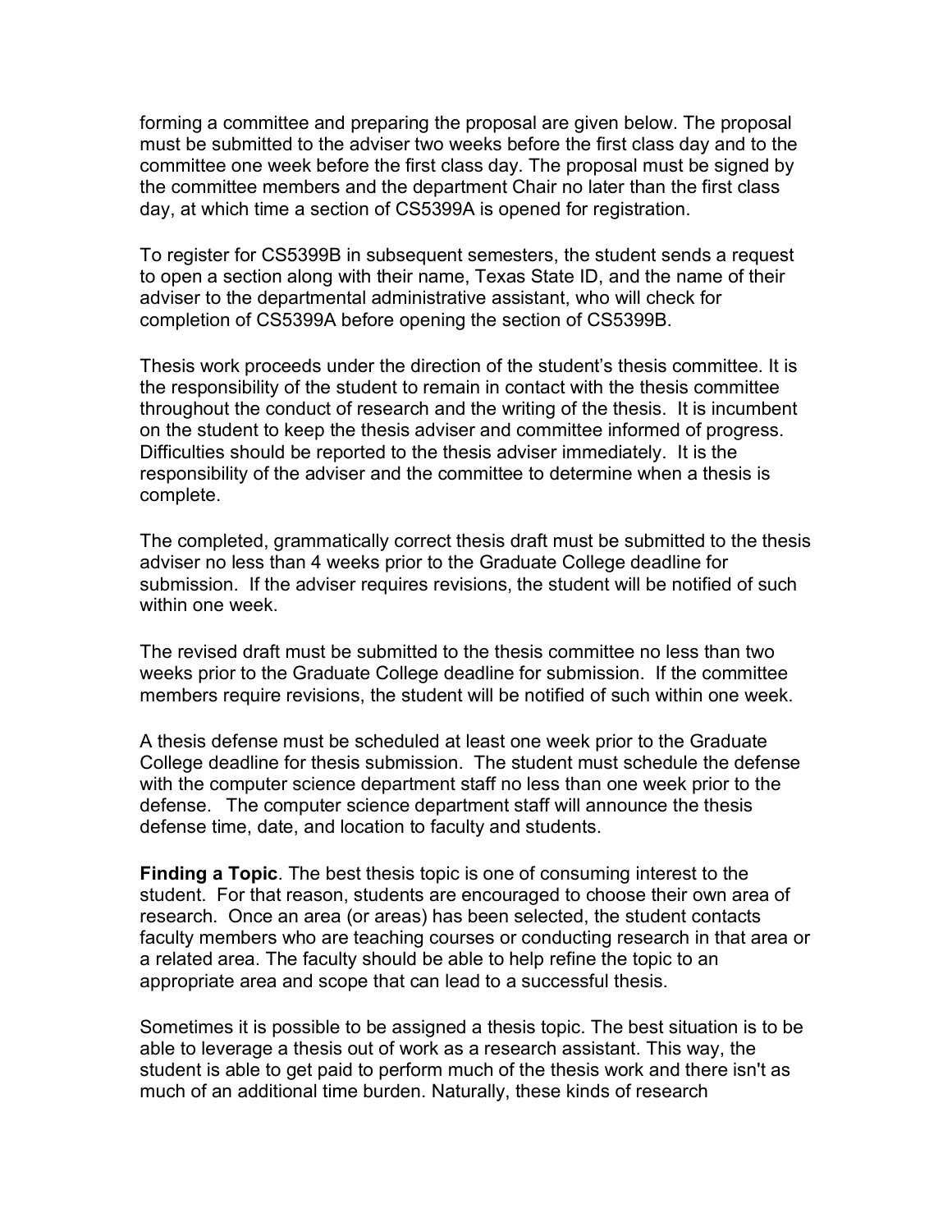forming a committee and preparing the proposal are given below. The proposal must be submitted to the adviser two weeks before the first class day and to the committee one week before the first class day. The proposal must be signed by the committee members and the department Chair no later than the first class day, at which time a section of CS5399A is opened for registration.

To register for CS5399B in subsequent semesters, the student sends a request to open a section along with their name, Texas State ID, and the name of their adviser to the departmental administrative assistant, who will check for completion of CS5399A before opening the section of CS5399B.

Thesis work proceeds under the direction of the student's thesis committee. It is the responsibility of the student to remain in contact with the thesis committee throughout the conduct of research and the writing of the thesis. It is incumbent on the student to keep the thesis adviser and committee informed of progress. Difficulties should be reported to the thesis adviser immediately. It is the responsibility of the adviser and the committee to determine when a thesis is complete.

The completed, grammatically correct thesis draft must be submitted to the thesis adviser no less than 4 weeks prior to the Graduate College deadline for submission. If the adviser requires revisions, the student will be notified of such within one week.

The revised draft must be submitted to the thesis committee no less than two weeks prior to the Graduate College deadline for submission. If the committee members require revisions, the student will be notified of such within one week.

A thesis defense must be scheduled at least one week prior to the Graduate College deadline for thesis submission. The student must schedule the defense with the computer science department staff no less than one week prior to the defense. The computer science department staff will announce the thesis defense time, date, and location to faculty and students.

**Finding a Topic**. The best thesis topic is one of consuming interest to the student. For that reason, students are encouraged to choose their own area of research. Once an area (or areas) has been selected, the student contacts faculty members who are teaching courses or conducting research in that area or a related area. The faculty should be able to help refine the topic to an appropriate area and scope that can lead to a successful thesis.

Sometimes it is possible to be assigned a thesis topic. The best situation is to be able to leverage a thesis out of work as a research assistant. This way, the student is able to get paid to perform much of the thesis work and there isn't as much of an additional time burden. Naturally, these kinds of research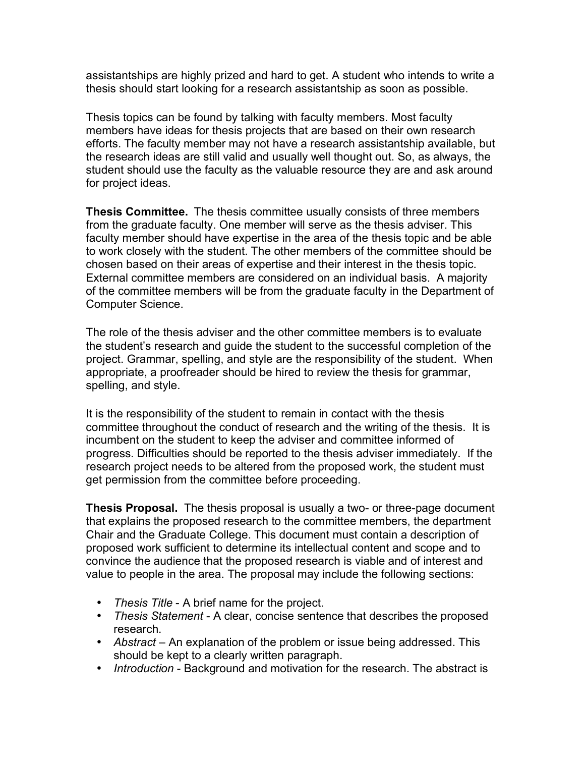assistantships are highly prized and hard to get. A student who intends to write a thesis should start looking for a research assistantship as soon as possible.

Thesis topics can be found by talking with faculty members. Most faculty members have ideas for thesis projects that are based on their own research efforts. The faculty member may not have a research assistantship available, but the research ideas are still valid and usually well thought out. So, as always, the student should use the faculty as the valuable resource they are and ask around for project ideas.

**Thesis Committee.** The thesis committee usually consists of three members from the graduate faculty. One member will serve as the thesis adviser. This faculty member should have expertise in the area of the thesis topic and be able to work closely with the student. The other members of the committee should be chosen based on their areas of expertise and their interest in the thesis topic. External committee members are considered on an individual basis. A majority of the committee members will be from the graduate faculty in the Department of Computer Science.

The role of the thesis adviser and the other committee members is to evaluate the student's research and guide the student to the successful completion of the project. Grammar, spelling, and style are the responsibility of the student. When appropriate, a proofreader should be hired to review the thesis for grammar, spelling, and style.

It is the responsibility of the student to remain in contact with the thesis committee throughout the conduct of research and the writing of the thesis. It is incumbent on the student to keep the adviser and committee informed of progress. Difficulties should be reported to the thesis adviser immediately. If the research project needs to be altered from the proposed work, the student must get permission from the committee before proceeding.

**Thesis Proposal.** The thesis proposal is usually a two- or three-page document that explains the proposed research to the committee members, the department Chair and the Graduate College. This document must contain a description of proposed work sufficient to determine its intellectual content and scope and to convince the audience that the proposed research is viable and of interest and value to people in the area. The proposal may include the following sections:

- *Thesis Title* - A brief name for the project.
- *Thesis Statement* - A clear, concise sentence that describes the proposed research.
- *Abstract* – An explanation of the problem or issue being addressed. This should be kept to a clearly written paragraph.
- *Introduction* - Background and motivation for the research. The abstract is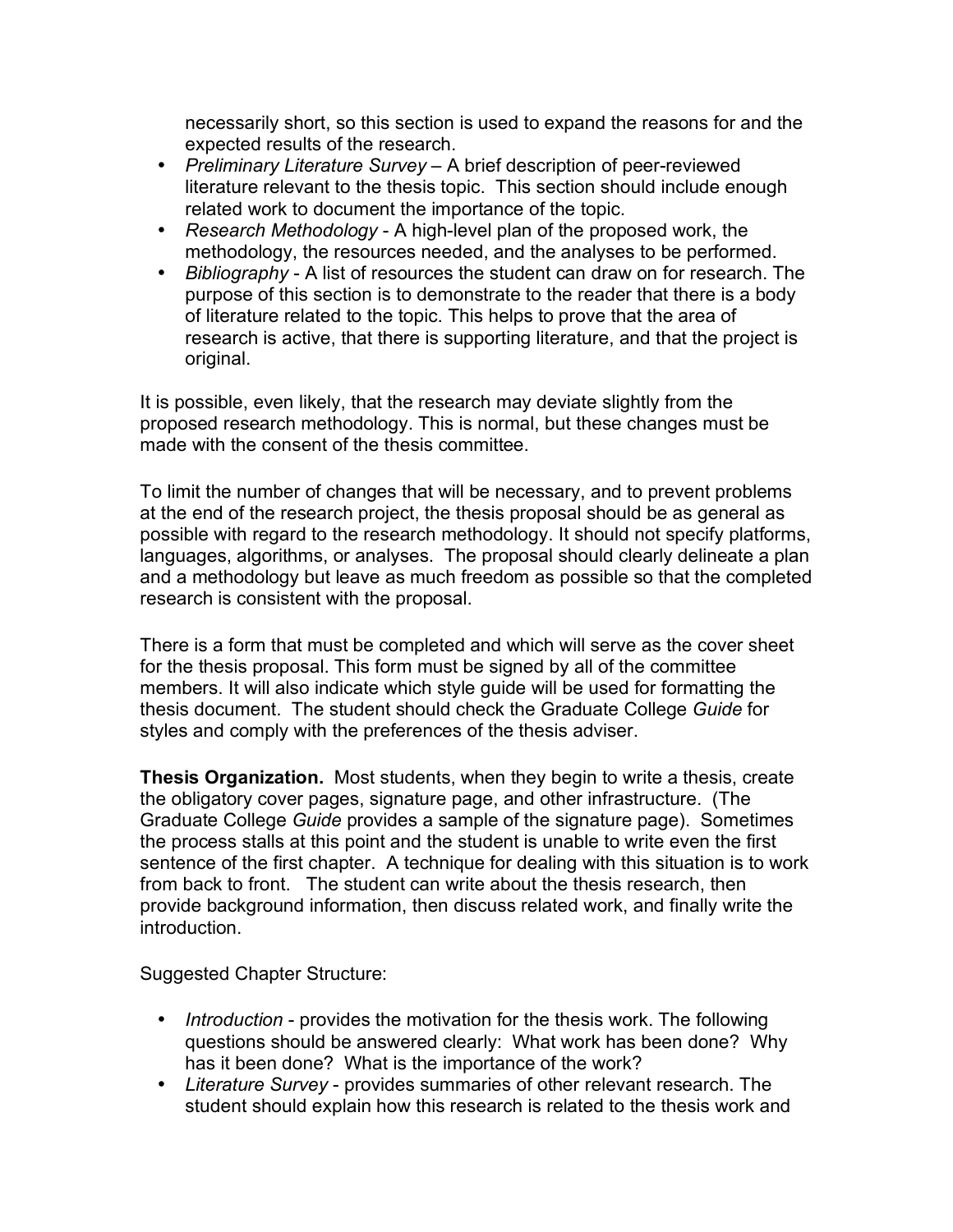necessarily short, so this section is used to expand the reasons for and the expected results of the research.

- *Preliminary Literature Survey* – A brief description of peer-reviewed literature relevant to the thesis topic. This section should include enough related work to document the importance of the topic.
- *Research Methodology* - A high-level plan of the proposed work, the methodology, the resources needed, and the analyses to be performed.
- *Bibliography* - A list of resources the student can draw on for research. The purpose of this section is to demonstrate to the reader that there is a body of literature related to the topic. This helps to prove that the area of research is active, that there is supporting literature, and that the project is original.

It is possible, even likely, that the research may deviate slightly from the proposed research methodology. This is normal, but these changes must be made with the consent of the thesis committee.

To limit the number of changes that will be necessary, and to prevent problems at the end of the research project, the thesis proposal should be as general as possible with regard to the research methodology. It should not specify platforms, languages, algorithms, or analyses. The proposal should clearly delineate a plan and a methodology but leave as much freedom as possible so that the completed research is consistent with the proposal.

There is a form that must be completed and which will serve as the cover sheet for the thesis proposal. This form must be signed by all of the committee members. It will also indicate which style guide will be used for formatting the thesis document. The student should check the Graduate College *Guide* for styles and comply with the preferences of the thesis adviser.

**Thesis Organization.** Most students, when they begin to write a thesis, create the obligatory cover pages, signature page, and other infrastructure. (The Graduate College *Guide* provides a sample of the signature page). Sometimes the process stalls at this point and the student is unable to write even the first sentence of the first chapter. A technique for dealing with this situation is to work from back to front. The student can write about the thesis research, then provide background information, then discuss related work, and finally write the introduction.

Suggested Chapter Structure:

- *Introduction* - provides the motivation for the thesis work. The following questions should be answered clearly: What work has been done? Why has it been done? What is the importance of the work?
- *Literature Survey* - provides summaries of other relevant research. The student should explain how this research is related to the thesis work and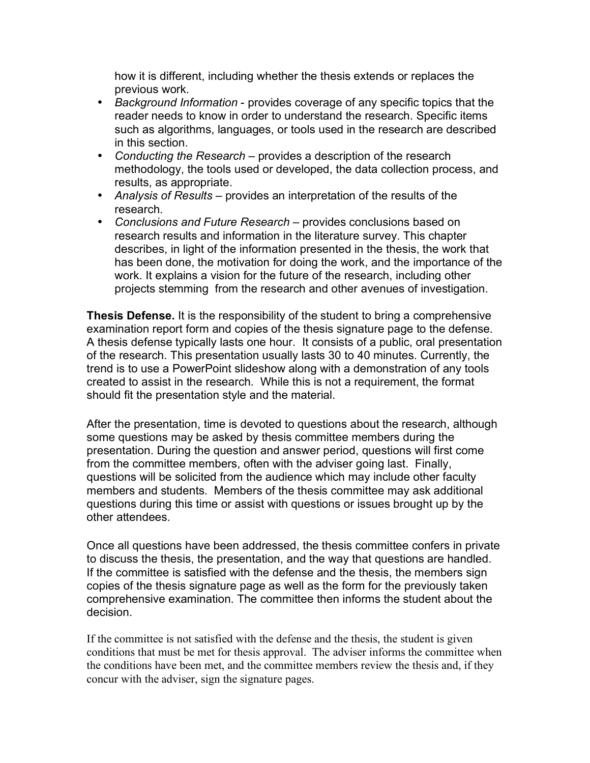how it is different, including whether the thesis extends or replaces the previous work.

- *Background Information* - provides coverage of any specific topics that the reader needs to know in order to understand the research. Specific items such as algorithms, languages, or tools used in the research are described in this section.
- *Conducting the Research* – provides a description of the research methodology, the tools used or developed, the data collection process, and results, as appropriate.
- *Analysis of Results* – provides an interpretation of the results of the research.
- *Conclusions and Future Research* – provides conclusions based on research results and information in the literature survey. This chapter describes, in light of the information presented in the thesis, the work that has been done, the motivation for doing the work, and the importance of the work. It explains a vision for the future of the research, including other projects stemming from the research and other avenues of investigation.

**Thesis Defense.** It is the responsibility of the student to bring a comprehensive examination report form and copies of the thesis signature page to the defense. A thesis defense typically lasts one hour. It consists of a public, oral presentation of the research. This presentation usually lasts 30 to 40 minutes. Currently, the trend is to use a PowerPoint slideshow along with a demonstration of any tools created to assist in the research. While this is not a requirement, the format should fit the presentation style and the material.

After the presentation, time is devoted to questions about the research, although some questions may be asked by thesis committee members during the presentation. During the question and answer period, questions will first come from the committee members, often with the adviser going last. Finally, questions will be solicited from the audience which may include other faculty members and students. Members of the thesis committee may ask additional questions during this time or assist with questions or issues brought up by the other attendees.

Once all questions have been addressed, the thesis committee confers in private to discuss the thesis, the presentation, and the way that questions are handled. If the committee is satisfied with the defense and the thesis, the members sign copies of the thesis signature page as well as the form for the previously taken comprehensive examination. The committee then informs the student about the decision.

If the committee is not satisfied with the defense and the thesis, the student is given conditions that must be met for thesis approval. The adviser informs the committee when the conditions have been met, and the committee members review the thesis and, if they concur with the adviser, sign the signature pages.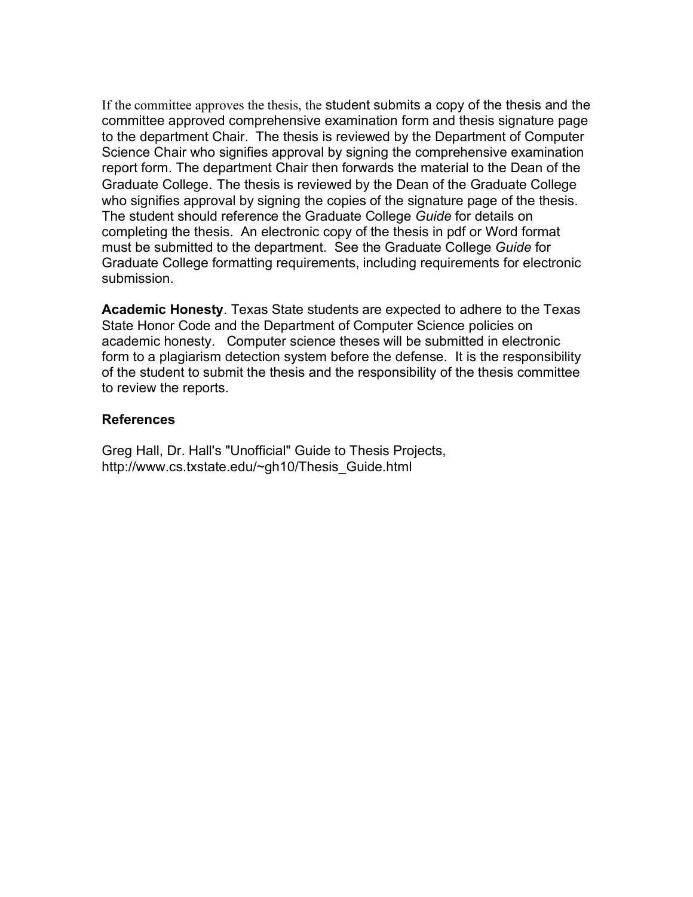If the committee approves the thesis, the student submits a copy of the thesis and the committee approved comprehensive examination form and thesis signature page to the department Chair. The thesis is reviewed by the Department of Computer Science Chair who signifies approval by signing the comprehensive examination report form. The department Chair then forwards the material to the Dean of the Graduate College. The thesis is reviewed by the Dean of the Graduate College who signifies approval by signing the copies of the signature page of the thesis. The student should reference the Graduate College *Guide* for details on completing the thesis. An electronic copy of the thesis in pdf or Word format must be submitted to the department. See the Graduate College *Guide* for Graduate College formatting requirements, including requirements for electronic submission.

**Academic Honesty**. Texas State students are expected to adhere to the Texas State Honor Code and the Department of Computer Science policies on academic honesty. Computer science theses will be submitted in electronic form to a plagiarism detection system before the defense. It is the responsibility of the student to submit the thesis and the responsibility of the thesis committee to review the reports.

### References

Greg Hall, Dr. Hall's "Unofficial" Guide to Thesis Projects, http://www.cs.txstate.edu/~gh10/Thesis_Guide.html